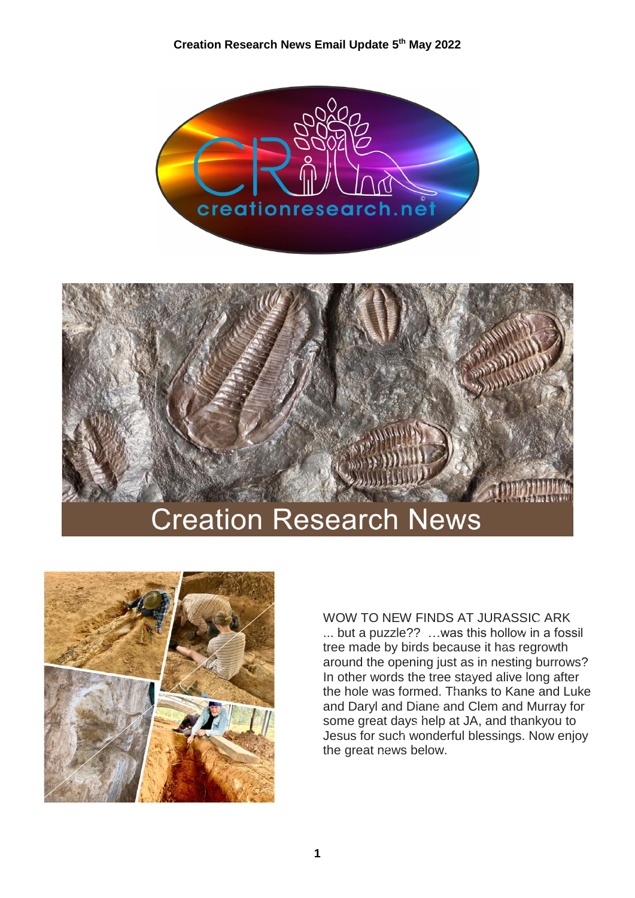**Creation Research News Email Update 5th May 2022**

# Creation Research News

WOW TO NEW FINDS AT JURASSIC ARK ... but a puzzle?? …was this hollow in a fossil tree made by birds because it has regrowth around the opening just as in nesting burrows? In other words the tree stayed alive long after the hole was formed. Thanks to Kane and Luke and Daryl and Diane and Clem and Murray for some great days help at JA, and thankyou to Jesus for such wonderful blessings. Now enjoy the great news below.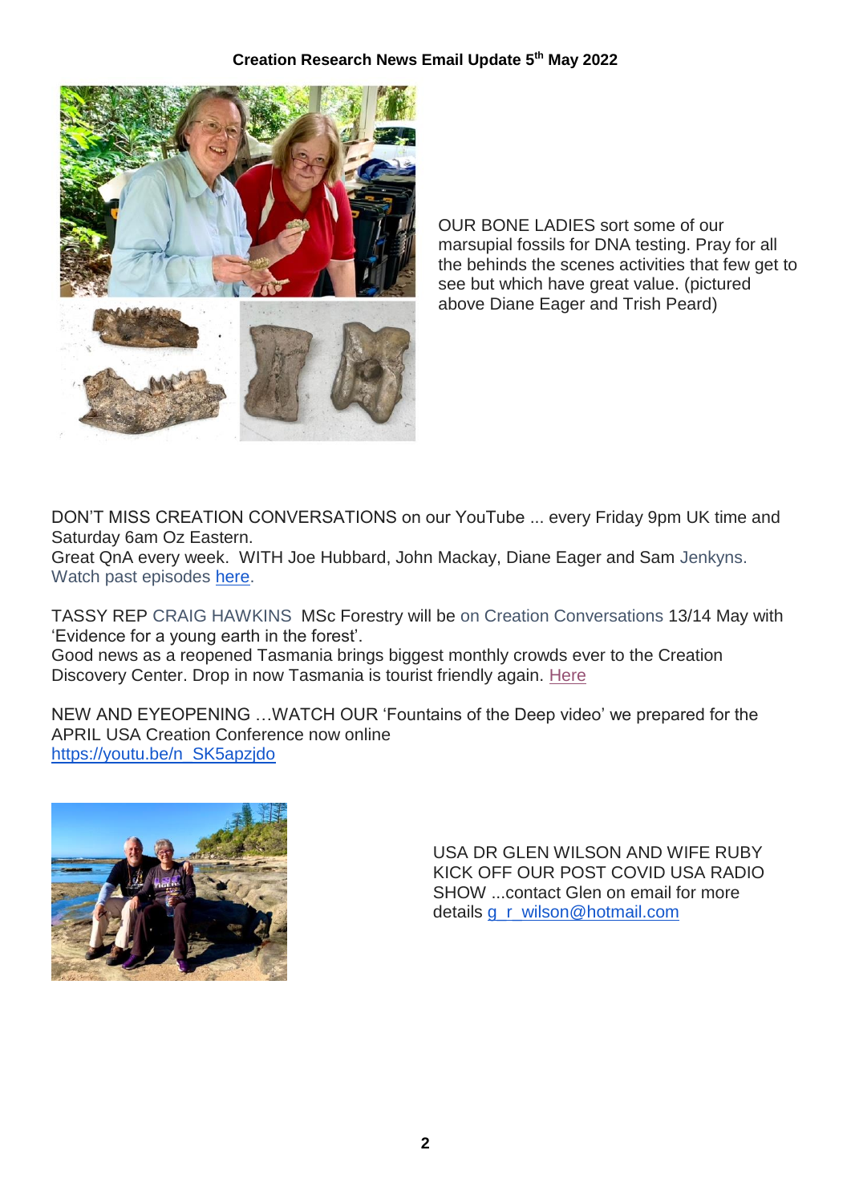**Creation Research News Email Update 5th May 2022**

OUR BONE LADIES sort some of our marsupial fossils for DNA testing. Pray for all the behinds the scenes activities that few get to see but which have great value. (pictured above Diane Eager and Trish Peard)

DON'T MISS CREATION CONVERSATIONS on our YouTube ... every Friday 9pm UK time and Saturday 6am Oz Eastern.
Great QnA every week. WITH Joe Hubbard, John Mackay, Diane Eager and Sam Jenkyns.
Watch past episodes [here](here).

TASSY REP CRAIG HAWKINS MSc Forestry will be on Creation Conversations 13/14 May with 'Evidence for a young earth in the forest'.
Good news as a reopened Tasmania brings biggest monthly crowds ever to the Creation Discovery Center. Drop in now Tasmania is tourist friendly again. [Here](Here)

NEW AND EYEOPENING …WATCH OUR 'Fountains of the Deep video' we prepared for the APRIL USA Creation Conference now online
https://youtu.be/n_SK5apzjdo

USA DR GLEN WILSON AND WIFE RUBY KICK OFF OUR POST COVID USA RADIO SHOW ...contact Glen on email for more details g_r_wilson@hotmail.com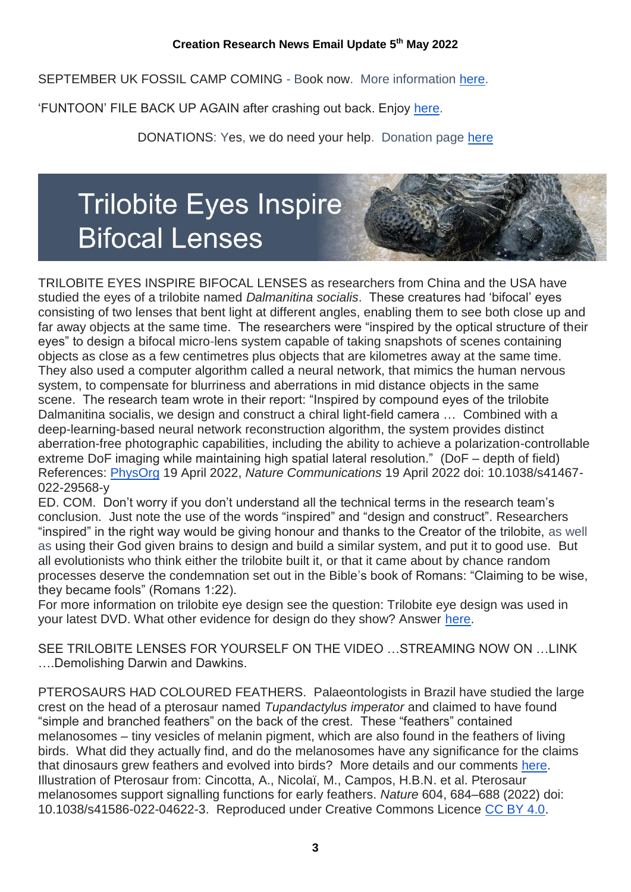**Creation Research News Email Update 5th May 2022**

SEPTEMBER UK FOSSIL CAMP COMING - Book now. More information here.

'FUNTOON' FILE BACK UP AGAIN after crashing out back. Enjoy here.

DONATIONS: Yes, we do need your help. Donation page here

# Trilobite Eyes Inspire Bifocal Lenses

TRILOBITE EYES INSPIRE BIFOCAL LENSES as researchers from China and the USA have studied the eyes of a trilobite named *Dalmanitina socialis*. These creatures had 'bifocal' eyes consisting of two lenses that bent light at different angles, enabling them to see both close up and far away objects at the same time. The researchers were "inspired by the optical structure of their eyes" to design a bifocal micro-lens system capable of taking snapshots of scenes containing objects as close as a few centimetres plus objects that are kilometres away at the same time. They also used a computer algorithm called a neural network, that mimics the human nervous system, to compensate for blurriness and aberrations in mid distance objects in the same scene. The research team wrote in their report: "Inspired by compound eyes of the trilobite Dalmanitina socialis, we design and construct a chiral light-field camera … Combined with a deep-learning-based neural network reconstruction algorithm, the system provides distinct aberration-free photographic capabilities, including the ability to achieve a polarization-controllable extreme DoF imaging while maintaining high spatial lateral resolution." (DoF – depth of field) References: PhysOrg 19 April 2022, *Nature Communications* 19 April 2022 doi: 10.1038/s41467-022-29568-y

ED. COM. Don't worry if you don't understand all the technical terms in the research team's conclusion. Just note the use of the words "inspired" and "design and construct". Researchers "inspired" in the right way would be giving honour and thanks to the Creator of the trilobite, as well as using their God given brains to design and build a similar system, and put it to good use. But all evolutionists who think either the trilobite built it, or that it came about by chance random processes deserve the condemnation set out in the Bible's book of Romans: "Claiming to be wise, they became fools" (Romans 1:22).

For more information on trilobite eye design see the question: Trilobite eye design was used in your latest DVD. What other evidence for design do they show? Answer here.

SEE TRILOBITE LENSES FOR YOURSELF ON THE VIDEO …STREAMING NOW ON …LINK ….Demolishing Darwin and Dawkins.

PTEROSAURS HAD COLOURED FEATHERS. Palaeontologists in Brazil have studied the large crest on the head of a pterosaur named *Tupandactylus imperator* and claimed to have found "simple and branched feathers" on the back of the crest. These "feathers" contained melanosomes – tiny vesicles of melanin pigment, which are also found in the feathers of living birds. What did they actually find, and do the melanosomes have any significance for the claims that dinosaurs grew feathers and evolved into birds? More details and our comments here. Illustration of Pterosaur from: Cincotta, A., Nicolaï, M., Campos, H.B.N. et al. Pterosaur melanosomes support signalling functions for early feathers. *Nature* 604, 684–688 (2022) doi: 10.1038/s41586-022-04622-3. Reproduced under Creative Commons Licence CC BY 4.0.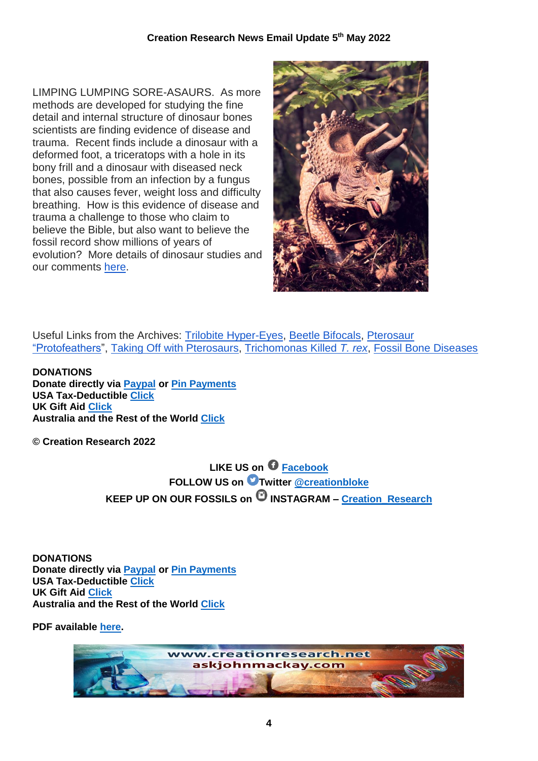**Creation Research News Email Update 5th May 2022**

LIMPING LUMPING SORE-ASAURS. As more methods are developed for studying the fine detail and internal structure of dinosaur bones scientists are finding evidence of disease and trauma. Recent finds include a dinosaur with a deformed foot, a triceratops with a hole in its bony frill and a dinosaur with diseased neck bones, possible from an infection by a fungus that also causes fever, weight loss and difficulty breathing. How is this evidence of disease and trauma a challenge to those who claim to believe the Bible, but also want to believe the fossil record show millions of years of evolution? More details of dinosaur studies and our comments here.

Useful Links from the Archives: Trilobite Hyper-Eyes, Beetle Bifocals, Pterosaur "Protofeathers", Taking Off with Pterosaurs, Trichomonas Killed *T. rex*, Fossil Bone Diseases

**DONATIONS**
**Donate directly via Paypal or Pin Payments**
**USA Tax-Deductible Click**
**UK Gift Aid Click**
**Australia and the Rest of the World Click**

**© Creation Research 2022**

**LIKE US on Facebook**
**FOLLOW US on Twitter @creationbloke**
**KEEP UP ON OUR FOSSILS on INSTAGRAM – Creation_Research**

**DONATIONS**
**Donate directly via Paypal or Pin Payments**
**USA Tax-Deductible Click**
**UK Gift Aid Click**
**Australia and the Rest of the World Click**

**PDF available here.**

www.creationresearch.net
askjohnmackay.com